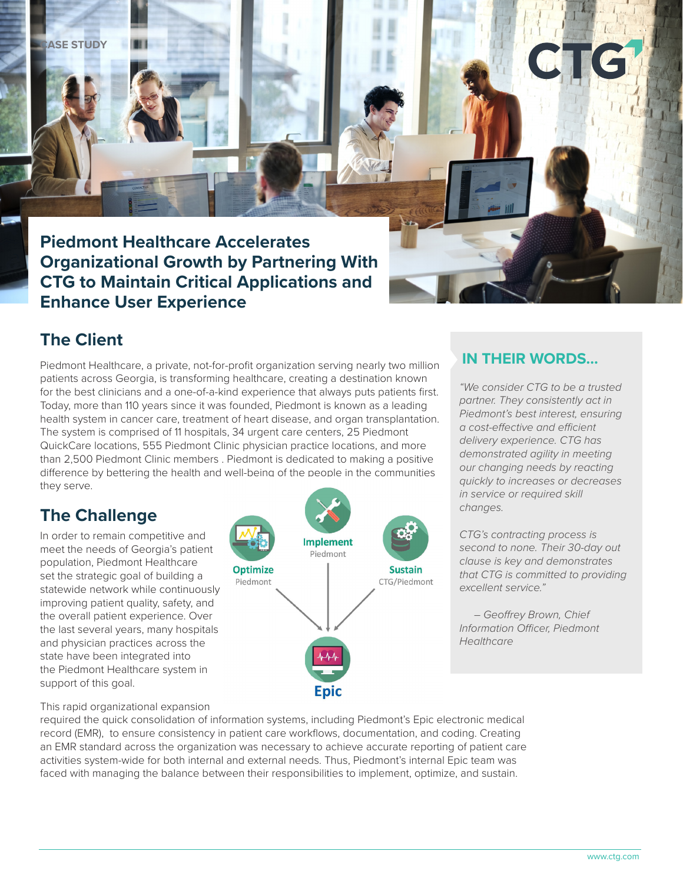CASE STUDY

# Piedmont Healthcare Accelerates Organizational Growth by Partnering With CTG to Maintain Critical Applications and Enhance User Experience

## The Client

Piedmont Healthcare, a private, not-for-profit organization serving nearly two million patients across Georgia, is transforming healthcare, creating a destination known for the best clinicians and a one-of-a-kind experience that always puts patients first. Today, more than 110 years since it was founded, Piedmont is known as a leading health system in cancer care, treatment of heart disease, and organ transplantation. The system is comprised of 11 hospitals, 34 urgent care centers, 25 Piedmont QuickCare locations, 555 Piedmont Clinic physician practice locations, and more than 2,500 Piedmont Clinic members . Piedmont is dedicated to making a positive difference by bettering the health and well-being of the people in the communities they serve.

## The Challenge

In order to remain competitive and meet the needs of Georgia's patient population, Piedmont Healthcare set the strategic goal of building a statewide network while continuously improving patient quality, safety, and the overall patient experience. Over the last several years, many hospitals and physician practices across the state have been integrated into the Piedmont Healthcare system in support of this goal.

Optimize – Piedmont

Implement – Piedmont

Sustain – CTG/Piedmont

Epic

This rapid organizational expansion required the quick consolidation of information systems, including Piedmont's Epic electronic medical record (EMR), to ensure consistency in patient care workflows, documentation, and coding. Creating an EMR standard across the organization was necessary to achieve accurate reporting of patient care activities system-wide for both internal and external needs. Thus, Piedmont's internal Epic team was faced with managing the balance between their responsibilities to implement, optimize, and sustain.

## IN THEIR WORDS...

*"We consider CTG to be a trusted partner. They consistently act in Piedmont's best interest, ensuring a cost-effective and efficient delivery experience. CTG has demonstrated agility in meeting our changing needs by reacting quickly to increases or decreases in service or required skill changes.*

*CTG's contracting process is second to none. Their 30-day out clause is key and demonstrates that CTG is committed to providing excellent service."*

*– Geoffrey Brown, Chief Information Officer, Piedmont Healthcare*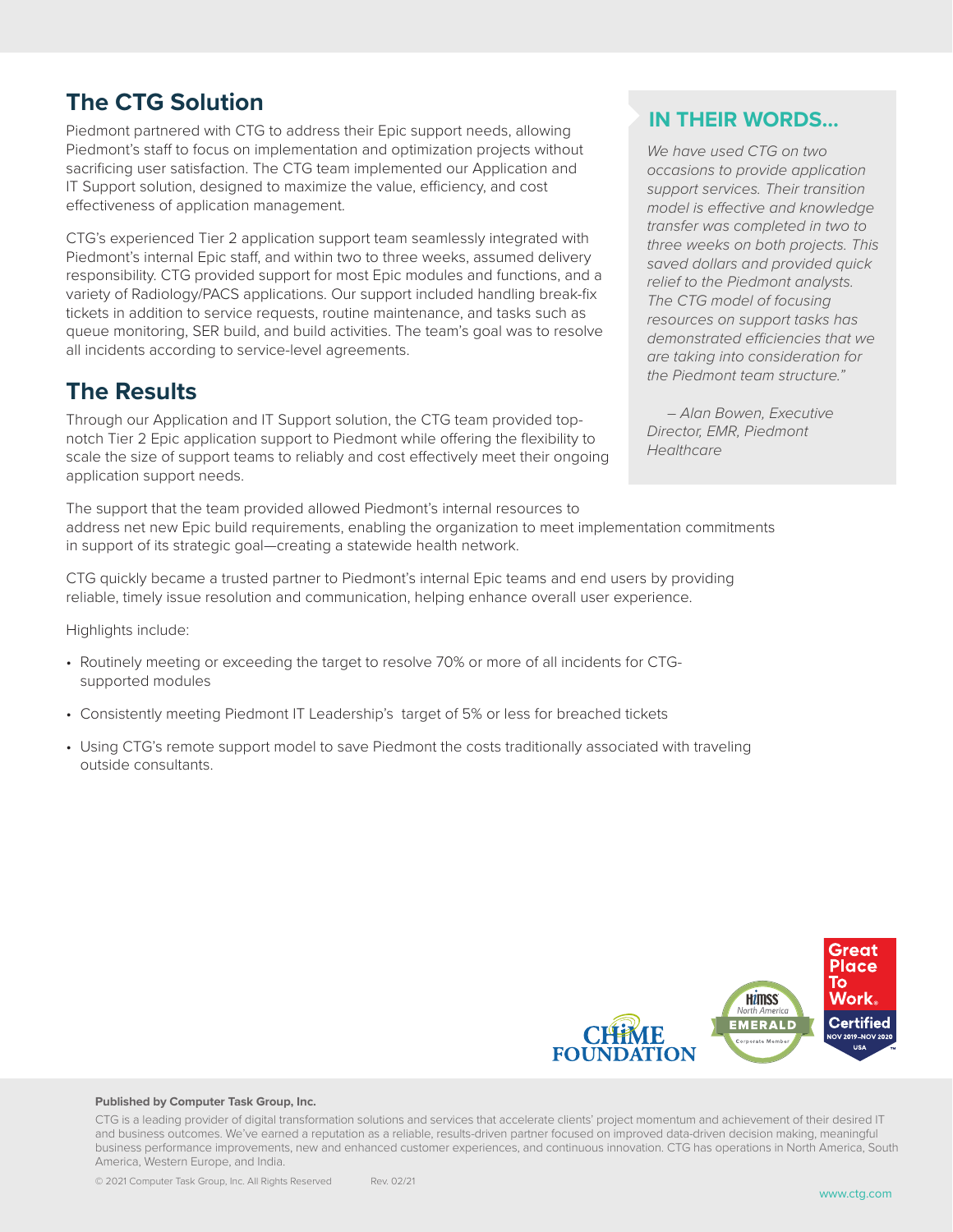## The CTG Solution

Piedmont partnered with CTG to address their Epic support needs, allowing Piedmont's staff to focus on implementation and optimization projects without sacrificing user satisfaction. The CTG team implemented our Application and IT Support solution, designed to maximize the value, efficiency, and cost effectiveness of application management.

CTG's experienced Tier 2 application support team seamlessly integrated with Piedmont's internal Epic staff, and within two to three weeks, assumed delivery responsibility. CTG provided support for most Epic modules and functions, and a variety of Radiology/PACS applications. Our support included handling break-fix tickets in addition to service requests, routine maintenance, and tasks such as queue monitoring, SER build, and build activities. The team's goal was to resolve all incidents according to service-level agreements.

## The Results

Through our Application and IT Support solution, the CTG team provided top-notch Tier 2 Epic application support to Piedmont while offering the flexibility to scale the size of support teams to reliably and cost effectively meet their ongoing application support needs.

The support that the team provided allowed Piedmont's internal resources to address net new Epic build requirements, enabling the organization to meet implementation commitments in support of its strategic goal—creating a statewide health network.

CTG quickly became a trusted partner to Piedmont's internal Epic teams and end users by providing reliable, timely issue resolution and communication, helping enhance overall user experience.

Highlights include:

- Routinely meeting or exceeding the target to resolve 70% or more of all incidents for CTG-supported modules
- Consistently meeting Piedmont IT Leadership's target of 5% or less for breached tickets
- Using CTG's remote support model to save Piedmont the costs traditionally associated with traveling outside consultants.

### IN THEIR WORDS...

*We have used CTG on two occasions to provide application support services. Their transition model is effective and knowledge transfer was completed in two to three weeks on both projects. This saved dollars and provided quick relief to the Piedmont analysts. The CTG model of focusing resources on support tasks has demonstrated efficiencies that we are taking into consideration for the Piedmont team structure."*

*– Alan Bowen, Executive Director, EMR, Piedmont Healthcare*

**Published by Computer Task Group, Inc.**

CTG is a leading provider of digital transformation solutions and services that accelerate clients' project momentum and achievement of their desired IT and business outcomes. We've earned a reputation as a reliable, results-driven partner focused on improved data-driven decision making, meaningful business performance improvements, new and enhanced customer experiences, and continuous innovation. CTG has operations in North America, South America, Western Europe, and India.

© 2021 Computer Task Group, Inc. All Rights Reserved Rev. 02/21

www.ctg.com